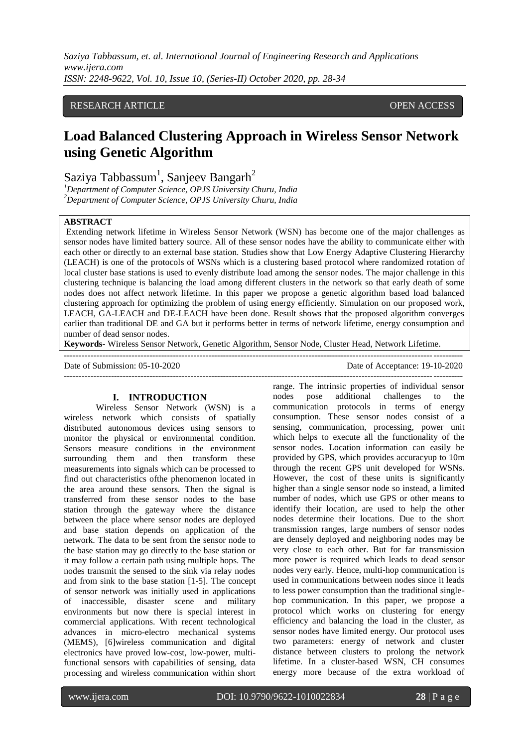RESEARCH ARTICLE OPEN ACCESS

# Load Balanced Clustering Approach in Wireless Sensor Network using Genetic Algorithm

Saziya Tabbassum[1], Sanjeev Bangarh[2]

[1]Department of Computer Science, OPJS University Churu, India
[2]Department of Computer Science, OPJS University Churu, India

**ABSTRACT**

Extending network lifetime in Wireless Sensor Network (WSN) has become one of the major challenges as sensor nodes have limited battery source. All of these sensor nodes have the ability to communicate either with each other or directly to an external base station. Studies show that Low Energy Adaptive Clustering Hierarchy (LEACH) is one of the protocols of WSNs which is a clustering based protocol where randomized rotation of local cluster base stations is used to evenly distribute load among the sensor nodes. The major challenge in this clustering technique is balancing the load among different clusters in the network so that early death of some nodes does not affect network lifetime. In this paper we propose a genetic algorithm based load balanced clustering approach for optimizing the problem of using energy efficiently. Simulation on our proposed work, LEACH, GA-LEACH and DE-LEACH have been done. Result shows that the proposed algorithm converges earlier than traditional DE and GA but it performs better in terms of network lifetime, energy consumption and number of dead sensor nodes.

**Keywords-** Wireless Sensor Network, Genetic Algorithm, Sensor Node, Cluster Head, Network Lifetime.

Date of Submission: 05-10-2020 Date of Acceptance: 19-10-2020

## I. INTRODUCTION

Wireless Sensor Network (WSN) is a wireless network which consists of spatially distributed autonomous devices using sensors to monitor the physical or environmental condition. Sensors measure conditions in the environment surrounding them and then transform these measurements into signals which can be processed to find out characteristics ofthe phenomenon located in the area around these sensors. Then the signal is transferred from these sensor nodes to the base station through the gateway where the distance between the place where sensor nodes are deployed and base station depends on application of the network. The data to be sent from the sensor node to the base station may go directly to the base station or it may follow a certain path using multiple hops. The nodes transmit the sensed to the sink via relay nodes and from sink to the base station [1-5]. The concept of sensor network was initially used in applications of inaccessible, disaster scene and military environments but now there is special interest in commercial applications. With recent technological advances in micro-electro mechanical systems (MEMS), [6]wireless communication and digital electronics have proved low-cost, low-power, multi-functional sensors with capabilities of sensing, data processing and wireless communication within short range. The intrinsic properties of individual sensor nodes pose additional challenges to the communication protocols in terms of energy consumption. These sensor nodes consist of a sensing, communication, processing, power unit which helps to execute all the functionality of the sensor nodes. Location information can easily be provided by GPS, which provides accuracyup to 10m through the recent GPS unit developed for WSNs. However, the cost of these units is significantly higher than a single sensor node so instead, a limited number of nodes, which use GPS or other means to identify their location, are used to help the other nodes determine their locations. Due to the short transmission ranges, large numbers of sensor nodes are densely deployed and neighboring nodes may be very close to each other. But for far transmission more power is required which leads to dead sensor nodes very early. Hence, multi-hop communication is used in communications between nodes since it leads to less power consumption than the traditional single-hop communication. In this paper, we propose a protocol which works on clustering for energy efficiency and balancing the load in the cluster, as sensor nodes have limited energy. Our protocol uses two parameters: energy of network and cluster distance between clusters to prolong the network lifetime. In a cluster-based WSN, CH consumes energy more because of the extra workload of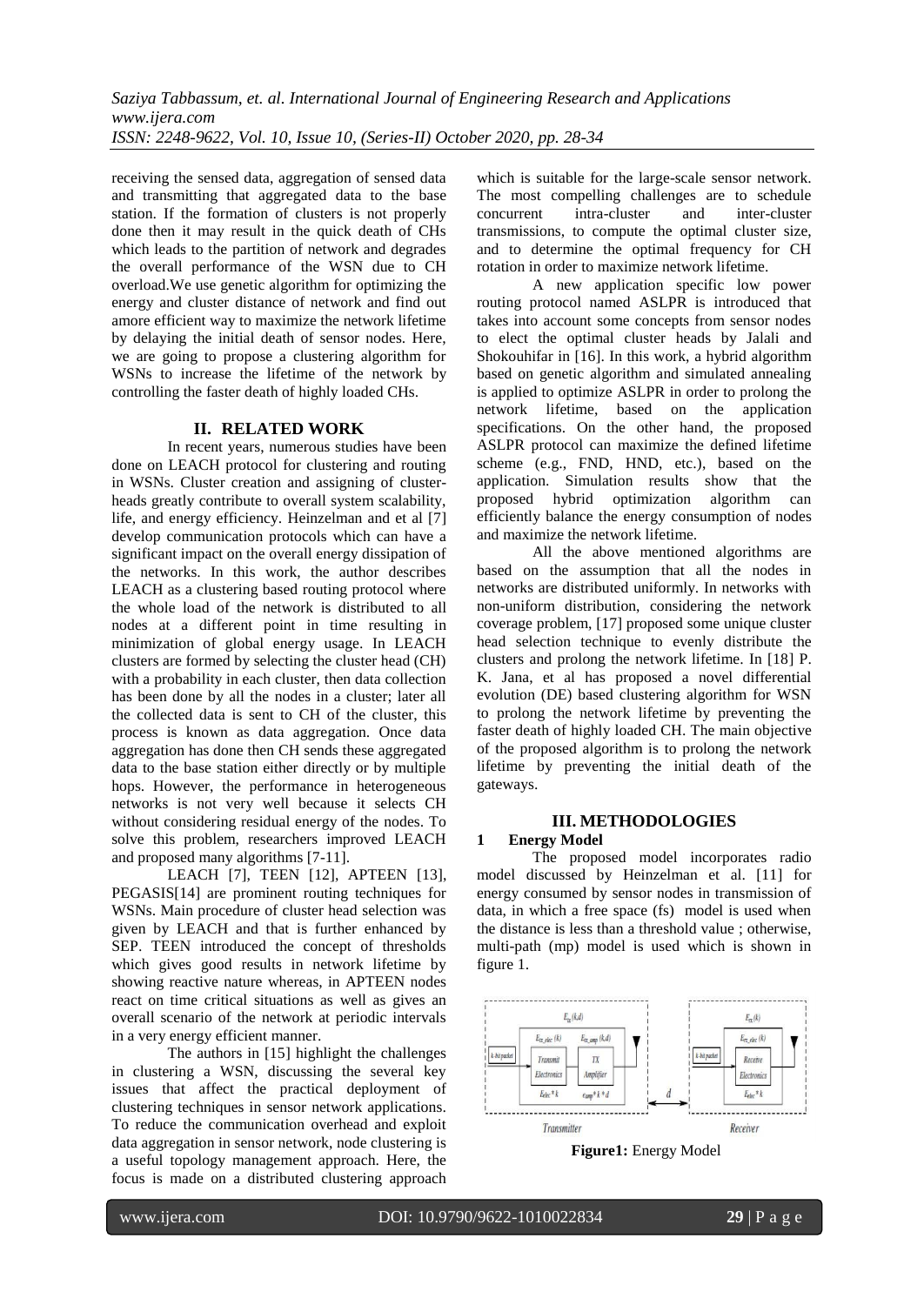receiving the sensed data, aggregation of sensed data and transmitting that aggregated data to the base station. If the formation of clusters is not properly done then it may result in the quick death of CHs which leads to the partition of network and degrades the overall performance of the WSN due to CH overload.We use genetic algorithm for optimizing the energy and cluster distance of network and find out amore efficient way to maximize the network lifetime by delaying the initial death of sensor nodes. Here, we are going to propose a clustering algorithm for WSNs to increase the lifetime of the network by controlling the faster death of highly loaded CHs.

## II. RELATED WORK

In recent years, numerous studies have been done on LEACH protocol for clustering and routing in WSNs. Cluster creation and assigning of cluster-heads greatly contribute to overall system scalability, life, and energy efficiency. Heinzelman and et al [7] develop communication protocols which can have a significant impact on the overall energy dissipation of the networks. In this work, the author describes LEACH as a clustering based routing protocol where the whole load of the network is distributed to all nodes at a different point in time resulting in minimization of global energy usage. In LEACH clusters are formed by selecting the cluster head (CH) with a probability in each cluster, then data collection has been done by all the nodes in a cluster; later all the collected data is sent to CH of the cluster, this process is known as data aggregation. Once data aggregation has done then CH sends these aggregated data to the base station either directly or by multiple hops. However, the performance in heterogeneous networks is not very well because it selects CH without considering residual energy of the nodes. To solve this problem, researchers improved LEACH and proposed many algorithms [7-11].

LEACH [7], TEEN [12], APTEEN [13], PEGASIS[14] are prominent routing techniques for WSNs. Main procedure of cluster head selection was given by LEACH and that is further enhanced by SEP. TEEN introduced the concept of thresholds which gives good results in network lifetime by showing reactive nature whereas, in APTEEN nodes react on time critical situations as well as gives an overall scenario of the network at periodic intervals in a very energy efficient manner.

The authors in [15] highlight the challenges in clustering a WSN, discussing the several key issues that affect the practical deployment of clustering techniques in sensor network applications. To reduce the communication overhead and exploit data aggregation in sensor network, node clustering is a useful topology management approach. Here, the focus is made on a distributed clustering approach which is suitable for the large-scale sensor network. The most compelling challenges are to schedule concurrent intra-cluster and inter-cluster transmissions, to compute the optimal cluster size, and to determine the optimal frequency for CH rotation in order to maximize network lifetime.

A new application specific low power routing protocol named ASLPR is introduced that takes into account some concepts from sensor nodes to elect the optimal cluster heads by Jalali and Shokouhifar in [16]. In this work, a hybrid algorithm based on genetic algorithm and simulated annealing is applied to optimize ASLPR in order to prolong the network lifetime, based on the application specifications. On the other hand, the proposed ASLPR protocol can maximize the defined lifetime scheme (e.g., FND, HND, etc.), based on the application. Simulation results show that the proposed hybrid optimization algorithm can efficiently balance the energy consumption of nodes and maximize the network lifetime.

All the above mentioned algorithms are based on the assumption that all the nodes in networks are distributed uniformly. In networks with non-uniform distribution, considering the network coverage problem, [17] proposed some unique cluster head selection technique to evenly distribute the clusters and prolong the network lifetime. In [18] P. K. Jana, et al has proposed a novel differential evolution (DE) based clustering algorithm for WSN to prolong the network lifetime by preventing the faster death of highly loaded CH. The main objective of the proposed algorithm is to prolong the network lifetime by preventing the initial death of the gateways.

## III. METHODOLOGIES

### 1 Energy Model

The proposed model incorporates radio model discussed by Heinzelman et al. [11] for energy consumed by sensor nodes in transmission of data, in which a free space (fs) model is used when the distance is less than a threshold value ; otherwise, multi-path (mp) model is used which is shown in figure 1.

**Figure1:** Energy Model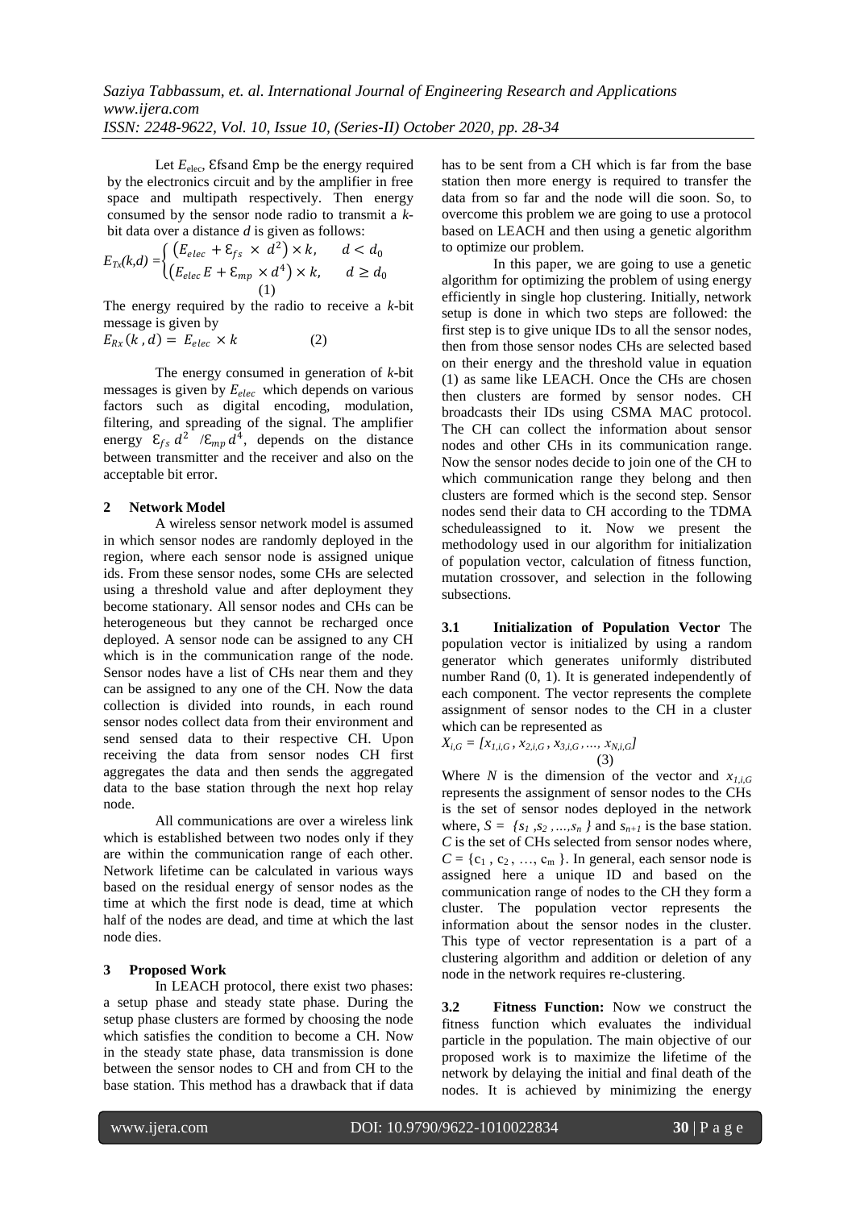Let $E_{elec}$, Ɛfsand Ɛmp be the energy required by the electronics circuit and by the amplifier in free space and multipath respectively. Then energy consumed by the sensor node radio to transmit a $k$-bit data over a distance $d$ is given as follows:

$$E_{Tx}(k,d) = \begin{cases} \left(E_{elec} + \varepsilon_{fs} \times d^2\right) \times k, & d < d_0 \\ \left(E_{elec} E + \varepsilon_{mp} \times d^4\right) \times k, & d \geq d_0 \end{cases} \quad (1)$$

The energy required by the radio to receive a $k$-bit message is given by

$$E_{Rx}(k, d) = E_{elec} \times k \quad (2)$$

The energy consumed in generation of $k$-bit messages is given by $E_{elec}$ which depends on various factors such as digital encoding, modulation, filtering, and spreading of the signal. The amplifier energy $\varepsilon_{fs}\, d^2$ /$\varepsilon_{mp}\, d^4$, depends on the distance between transmitter and the receiver and also on the acceptable bit error.

## 2 Network Model

A wireless sensor network model is assumed in which sensor nodes are randomly deployed in the region, where each sensor node is assigned unique ids. From these sensor nodes, some CHs are selected using a threshold value and after deployment they become stationary. All sensor nodes and CHs can be heterogeneous but they cannot be recharged once deployed. A sensor node can be assigned to any CH which is in the communication range of the node. Sensor nodes have a list of CHs near them and they can be assigned to any one of the CH. Now the data collection is divided into rounds, in each round sensor nodes collect data from their environment and send sensed data to their respective CH. Upon receiving the data from sensor nodes CH first aggregates the data and then sends the aggregated data to the base station through the next hop relay node.

All communications are over a wireless link which is established between two nodes only if they are within the communication range of each other. Network lifetime can be calculated in various ways based on the residual energy of sensor nodes as the time at which the first node is dead, time at which half of the nodes are dead, and time at which the last node dies.

## 3 Proposed Work

In LEACH protocol, there exist two phases: a setup phase and steady state phase. During the setup phase clusters are formed by choosing the node which satisfies the condition to become a CH. Now in the steady state phase, data transmission is done between the sensor nodes to CH and from CH to the base station. This method has a drawback that if data has to be sent from a CH which is far from the base station then more energy is required to transfer the data from so far and the node will die soon. So, to overcome this problem we are going to use a protocol based on LEACH and then using a genetic algorithm to optimize our problem.

In this paper, we are going to use a genetic algorithm for optimizing the problem of using energy efficiently in single hop clustering. Initially, network setup is done in which two steps are followed: the first step is to give unique IDs to all the sensor nodes, then from those sensor nodes CHs are selected based on their energy and the threshold value in equation (1) as same like LEACH. Once the CHs are chosen then clusters are formed by sensor nodes. CH broadcasts their IDs using CSMA MAC protocol. The CH can collect the information about sensor nodes and other CHs in its communication range. Now the sensor nodes decide to join one of the CH to which communication range they belong and then clusters are formed which is the second step. Sensor nodes send their data to CH according to the TDMA scheduleassigned to it. Now we present the methodology used in our algorithm for initialization of population vector, calculation of fitness function, mutation crossover, and selection in the following subsections.

**3.1 Initialization of Population Vector** The population vector is initialized by using a random generator which generates uniformly distributed number Rand (0, 1). It is generated independently of each component. The vector represents the complete assignment of sensor nodes to the CH in a cluster which can be represented as

$$X_{i,G} = [x_{1,i,G}, x_{2,i,G}, x_{3,i,G}, \ldots, x_{N,i,G}] \quad (3)$$

Where $N$ is the dimension of the vector and $x_{1,i,G}$ represents the assignment of sensor nodes to the CHs is the set of sensor nodes deployed in the network where, $S = \{s_1, s_2, \ldots, s_n\}$ and $s_{n+1}$ is the base station. $C$ is the set of CHs selected from sensor nodes where, $C = \{c_1, c_2, \ldots, c_m\}$. In general, each sensor node is assigned here a unique ID and based on the communication range of nodes to the CH they form a cluster. The population vector represents the information about the sensor nodes in the cluster. This type of vector representation is a part of a clustering algorithm and addition or deletion of any node in the network requires re-clustering.

**3.2 Fitness Function:** Now we construct the fitness function which evaluates the individual particle in the population. The main objective of our proposed work is to maximize the lifetime of the network by delaying the initial and final death of the nodes. It is achieved by minimizing the energy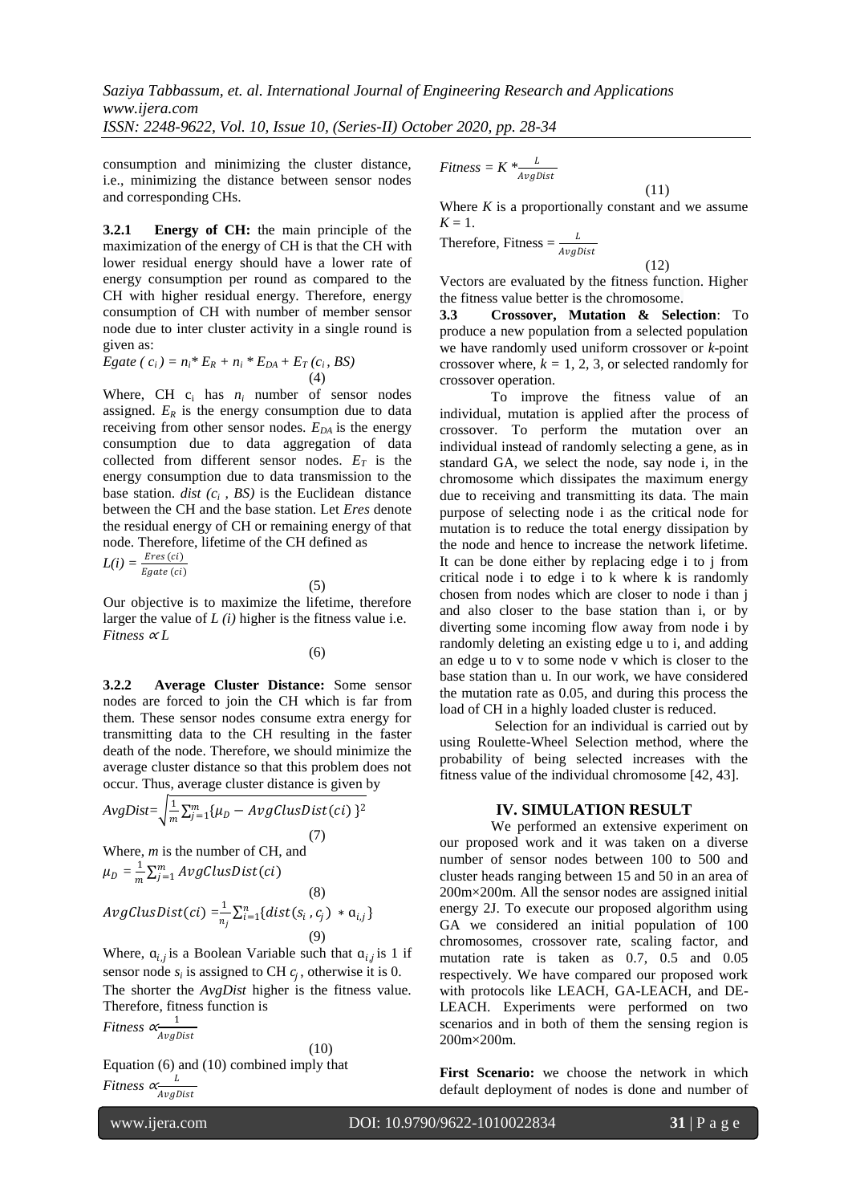consumption and minimizing the cluster distance, i.e., minimizing the distance between sensor nodes and corresponding CHs.

**3.2.1 Energy of CH:** the main principle of the maximization of the energy of CH is that the CH with lower residual energy should have a lower rate of energy consumption per round as compared to the CH with higher residual energy. Therefore, energy consumption of CH with number of member sensor node due to inter cluster activity in a single round is given as:

$$Egate\ (c_i) = n_i * E_R + n_i * E_{DA} + E_T\ (c_i, BS) \quad (4)$$

Where, CH $c_i$ has $n_i$ number of sensor nodes assigned. $E_R$ is the energy consumption due to data receiving from other sensor nodes. $E_{DA}$ is the energy consumption due to data aggregation of data collected from different sensor nodes. $E_T$ is the energy consumption due to data transmission to the base station. *dist* $(c_i, BS)$ is the Euclidean distance between the CH and the base station. Let *Eres* denote the residual energy of CH or remaining energy of that node. Therefore, lifetime of the CH defined as

$$L(i) = \frac{Eres\ (ci)}{Egate\ (ci)} \quad (5)$$

Our objective is to maximize the lifetime, therefore larger the value of $L\ (i)$ higher is the fitness value i.e.

$$Fitness \propto L \quad (6)$$

**3.2.2 Average Cluster Distance:** Some sensor nodes are forced to join the CH which is far from them. These sensor nodes consume extra energy for transmitting data to the CH resulting in the faster death of the node. Therefore, we should minimize the average cluster distance so that this problem does not occur. Thus, average cluster distance is given by

$$AvgDist = \sqrt{\frac{1}{m}\sum_{j=1}^{m}\{\mu_D - AvgClusDist(ci)\}^2} \quad (7)$$

Where, $m$ is the number of CH, and

$$\mu_D = \frac{1}{m}\sum_{j=1}^{m} AvgClusDist(ci) \quad (8)$$

$$AvgClusDist(ci) = \frac{1}{n_j}\sum_{i=1}^{n}\{dist(s_i, c_j) * \alpha_{i,j}\} \quad (9)$$

Where, $\alpha_{i,j}$ is a Boolean Variable such that $\alpha_{i,j}$ is 1 if sensor node $s_i$ is assigned to CH $c_j$, otherwise it is 0. The shorter the *AvgDist* higher is the fitness value. Therefore, fitness function is

$$Fitness \propto \frac{1}{AvgDist} \quad (10)$$

Equation (6) and (10) combined imply that

$$Fitness \propto \frac{L}{AvgDist}$$

$$Fitness = K * \frac{L}{AvgDist} \quad (11)$$

Where $K$ is a proportionally constant and we assume $K = 1$.

Therefore, $Fitness = \frac{L}{AvgDist}$ (12)

Vectors are evaluated by the fitness function. Higher the fitness value better is the chromosome.

**3.3 Crossover, Mutation & Selection**: To produce a new population from a selected population we have randomly used uniform crossover or *k*-point crossover where, $k$ = 1, 2, 3, or selected randomly for crossover operation.

To improve the fitness value of an individual, mutation is applied after the process of crossover. To perform the mutation over an individual instead of randomly selecting a gene, as in standard GA, we select the node, say node i, in the chromosome which dissipates the maximum energy due to receiving and transmitting its data. The main purpose of selecting node i as the critical node for mutation is to reduce the total energy dissipation by the node and hence to increase the network lifetime. It can be done either by replacing edge i to j from critical node i to edge i to k where k is randomly chosen from nodes which are closer to node i than j and also closer to the base station than i, or by diverting some incoming flow away from node i by randomly deleting an existing edge u to i, and adding an edge u to v to some node v which is closer to the base station than u. In our work, we have considered the mutation rate as 0.05, and during this process the load of CH in a highly loaded cluster is reduced.

Selection for an individual is carried out by using Roulette-Wheel Selection method, where the probability of being selected increases with the fitness value of the individual chromosome [42, 43].

## IV. SIMULATION RESULT

We performed an extensive experiment on our proposed work and it was taken on a diverse number of sensor nodes between 100 to 500 and cluster heads ranging between 15 and 50 in an area of 200m×200m. All the sensor nodes are assigned initial energy 2J. To execute our proposed algorithm using GA we considered an initial population of 100 chromosomes, crossover rate, scaling factor, and mutation rate is taken as 0.7, 0.5 and 0.05 respectively. We have compared our proposed work with protocols like LEACH, GA-LEACH, and DE-LEACH. Experiments were performed on two scenarios and in both of them the sensing region is 200m×200m.

**First Scenario:** we choose the network in which default deployment of nodes is done and number of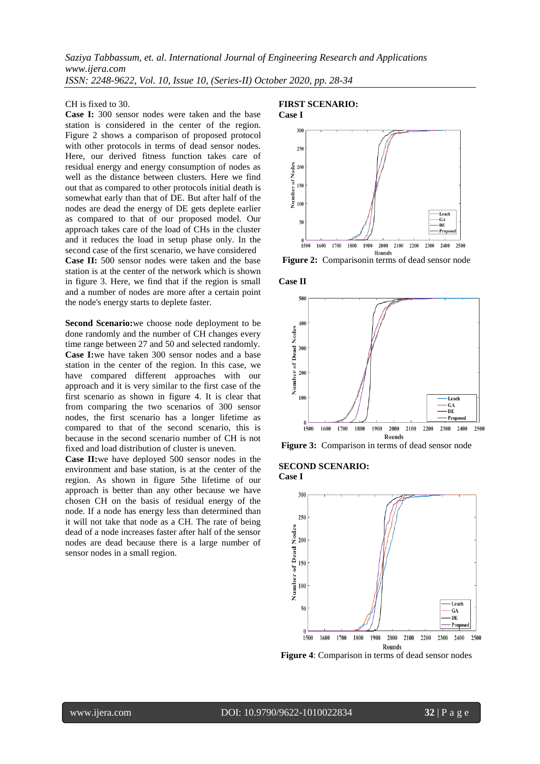CH is fixed to 30.

**Case I:** 300 sensor nodes were taken and the base station is considered in the center of the region. Figure 2 shows a comparison of proposed protocol with other protocols in terms of dead sensor nodes. Here, our derived fitness function takes care of residual energy and energy consumption of nodes as well as the distance between clusters. Here we find out that as compared to other protocols initial death is somewhat early than that of DE. But after half of the nodes are dead the energy of DE gets deplete earlier as compared to that of our proposed model. Our approach takes care of the load of CHs in the cluster and it reduces the load in setup phase only. In the second case of the first scenario, we have considered

**Case II:** 500 sensor nodes were taken and the base station is at the center of the network which is shown in figure 3. Here, we find that if the region is small and a number of nodes are more after a certain point the node's energy starts to deplete faster.

**Second Scenario:**we choose node deployment to be done randomly and the number of CH changes every time range between 27 and 50 and selected randomly.

**Case I:**we have taken 300 sensor nodes and a base station in the center of the region. In this case, we have compared different approaches with our approach and it is very similar to the first case of the first scenario as shown in figure 4. It is clear that from comparing the two scenarios of 300 sensor nodes, the first scenario has a longer lifetime as compared to that of the second scenario, this is because in the second scenario number of CH is not fixed and load distribution of cluster is uneven.

**Case II:**we have deployed 500 sensor nodes in the environment and base station, is at the center of the region. As shown in figure 5the lifetime of our approach is better than any other because we have chosen CH on the basis of residual energy of the node. If a node has energy less than determined than it will not take that node as a CH. The rate of being dead of a node increases faster after half of the sensor nodes are dead because there is a large number of sensor nodes in a small region.

**FIRST SCENARIO:**

**Case I**

**Figure 2:** Comparisonin terms of dead sensor node

**Case II**

**Figure 3:** Comparison in terms of dead sensor node

**SECOND SCENARIO:**

**Case I**

**Figure 4**: Comparison in terms of dead sensor nodes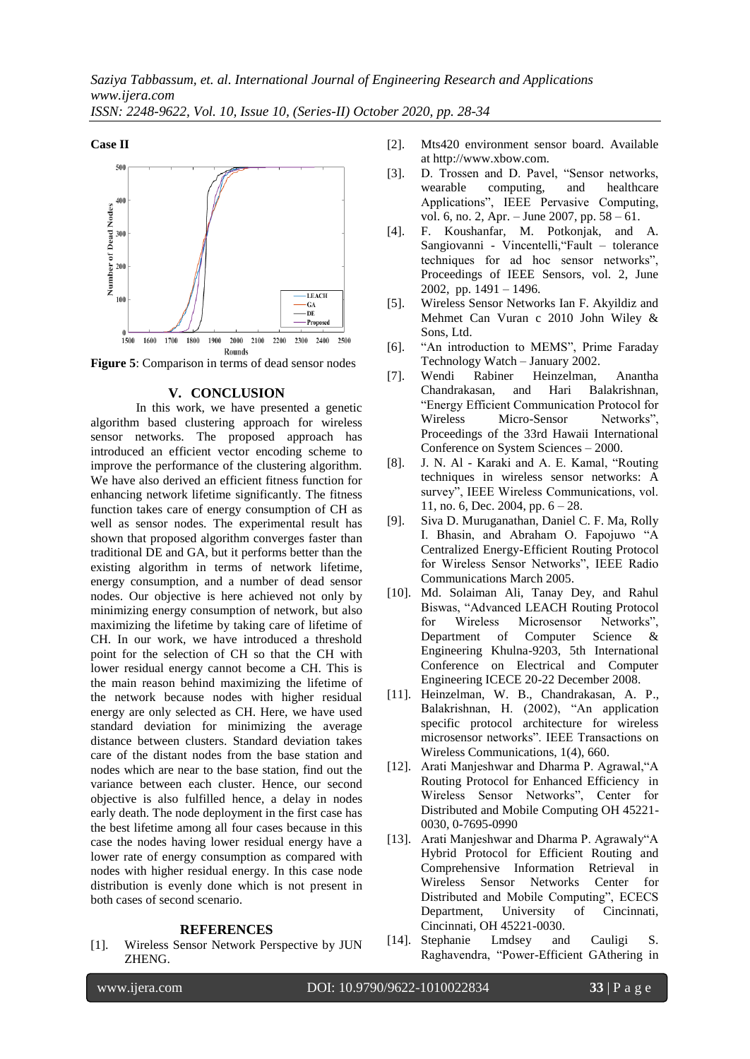**Case II**

**Figure 5**: Comparison in terms of dead sensor nodes

## V. CONCLUSION

In this work, we have presented a genetic algorithm based clustering approach for wireless sensor networks. The proposed approach has introduced an efficient vector encoding scheme to improve the performance of the clustering algorithm. We have also derived an efficient fitness function for enhancing network lifetime significantly. The fitness function takes care of energy consumption of CH as well as sensor nodes. The experimental result has shown that proposed algorithm converges faster than traditional DE and GA, but it performs better than the existing algorithm in terms of network lifetime, energy consumption, and a number of dead sensor nodes. Our objective is here achieved not only by minimizing energy consumption of network, but also maximizing the lifetime by taking care of lifetime of CH. In our work, we have introduced a threshold point for the selection of CH so that the CH with lower residual energy cannot become a CH. This is the main reason behind maximizing the lifetime of the network because nodes with higher residual energy are only selected as CH. Here, we have used standard deviation for minimizing the average distance between clusters. Standard deviation takes care of the distant nodes from the base station and nodes which are near to the base station, find out the variance between each cluster. Hence, our second objective is also fulfilled hence, a delay in nodes early death. The node deployment in the first case has the best lifetime among all four cases because in this case the nodes having lower residual energy have a lower rate of energy consumption as compared with nodes with higher residual energy. In this case node distribution is evenly done which is not present in both cases of second scenario.

## REFERENCES

[1]. Wireless Sensor Network Perspective by JUN ZHENG.

[2]. Mts420 environment sensor board. Available at http://www.xbow.com.

[3]. D. Trossen and D. Pavel, "Sensor networks, wearable computing, and healthcare Applications", IEEE Pervasive Computing, vol. 6, no. 2, Apr. – June 2007, pp. 58 – 61.

[4]. F. Koushanfar, M. Potkonjak, and A. Sangiovanni - Vincentelli,"Fault – tolerance techniques for ad hoc sensor networks", Proceedings of IEEE Sensors, vol. 2, June 2002, pp. 1491 – 1496.

[5]. Wireless Sensor Networks Ian F. Akyildiz and Mehmet Can Vuran c 2010 John Wiley & Sons, Ltd.

[6]. "An introduction to MEMS", Prime Faraday Technology Watch – January 2002.

[7]. Wendi Rabiner Heinzelman, Anantha Chandrakasan, and Hari Balakrishnan, "Energy Efficient Communication Protocol for Wireless Micro-Sensor Networks", Proceedings of the 33rd Hawaii International Conference on System Sciences – 2000.

[8]. J. N. Al - Karaki and A. E. Kamal, "Routing techniques in wireless sensor networks: A survey", IEEE Wireless Communications, vol. 11, no. 6, Dec. 2004, pp. 6 – 28.

[9]. Siva D. Muruganathan, Daniel C. F. Ma, Rolly I. Bhasin, and Abraham O. Fapojuwo "A Centralized Energy-Efficient Routing Protocol for Wireless Sensor Networks", IEEE Radio Communications March 2005.

[10]. Md. Solaiman Ali, Tanay Dey, and Rahul Biswas, "Advanced LEACH Routing Protocol for Wireless Microsensor Networks", Department of Computer Science & Engineering Khulna-9203, 5th International Conference on Electrical and Computer Engineering ICECE 20-22 December 2008.

[11]. Heinzelman, W. B., Chandrakasan, A. P., Balakrishnan, H. (2002), "An application specific protocol architecture for wireless microsensor networks". IEEE Transactions on Wireless Communications, 1(4), 660.

[12]. Arati Manjeshwar and Dharma P. Agrawal,"A Routing Protocol for Enhanced Efficiency in Wireless Sensor Networks", Center for Distributed and Mobile Computing OH 45221-0030, 0-7695-0990

[13]. Arati Manjeshwar and Dharma P. Agrawaly"A Hybrid Protocol for Efficient Routing and Comprehensive Information Retrieval in Wireless Sensor Networks Center for Distributed and Mobile Computing", ECECS Department, University of Cincinnati, Cincinnati, OH 45221-0030.

[14]. Stephanie Lmdsey and Cauligi S. Raghavendra, "Power-Efficient GAthering in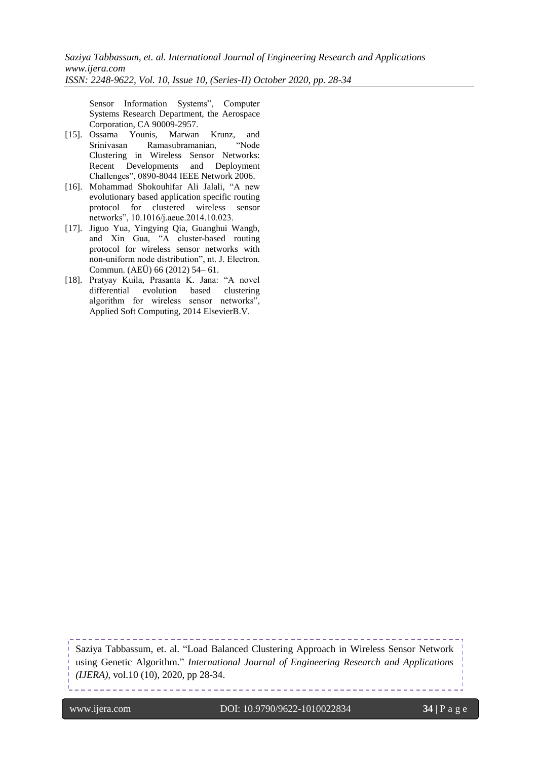Sensor Information Systems", Computer Systems Research Department, the Aerospace Corporation, CA 90009-2957.

[15]. Ossama Younis, Marwan Krunz, and Srinivasan Ramasubramanian, "Node Clustering in Wireless Sensor Networks: Recent Developments and Deployment Challenges", 0890-8044 IEEE Network 2006.

[16]. Mohammad Shokouhifar Ali Jalali, "A new evolutionary based application specific routing protocol for clustered wireless sensor networks", 10.1016/j.aeue.2014.10.023.

[17]. Jiguo Yua, Yingying Qia, Guanghui Wangb, and Xin Gua, "A cluster-based routing protocol for wireless sensor networks with non-uniform node distribution", nt. J. Electron. Commun. (AEÜ) 66 (2012) 54– 61.

[18]. Pratyay Kuila, Prasanta K. Jana: "A novel differential evolution based clustering algorithm for wireless sensor networks", Applied Soft Computing, 2014 ElsevierB.V.

Saziya Tabbassum, et. al. "Load Balanced Clustering Approach in Wireless Sensor Network using Genetic Algorithm." *International Journal of Engineering Research and Applications (IJERA)*, vol.10 (10), 2020, pp 28-34.